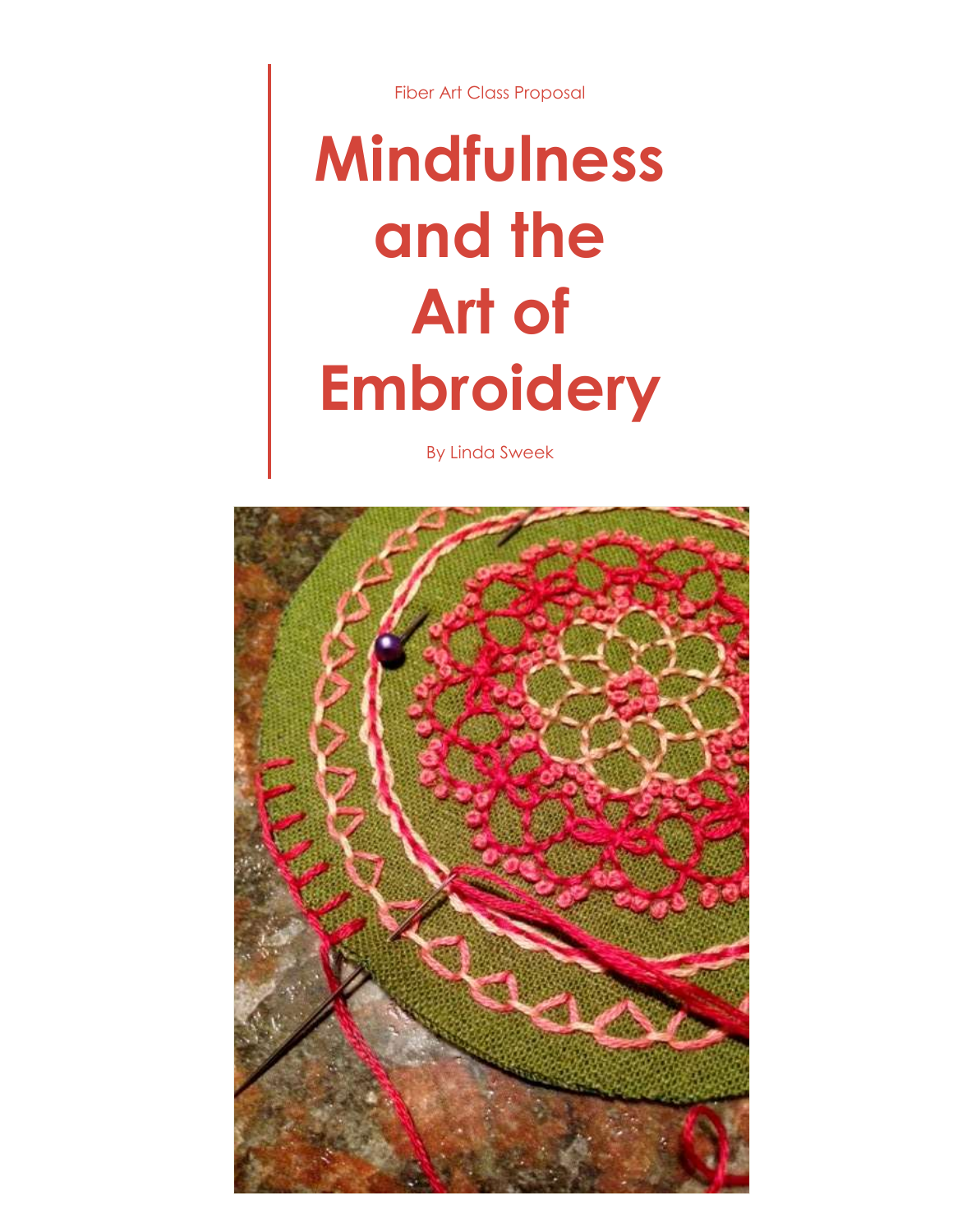Fiber Art Class Proposal

# Mindfulness and the Art of Embroidery

By Linda Sweek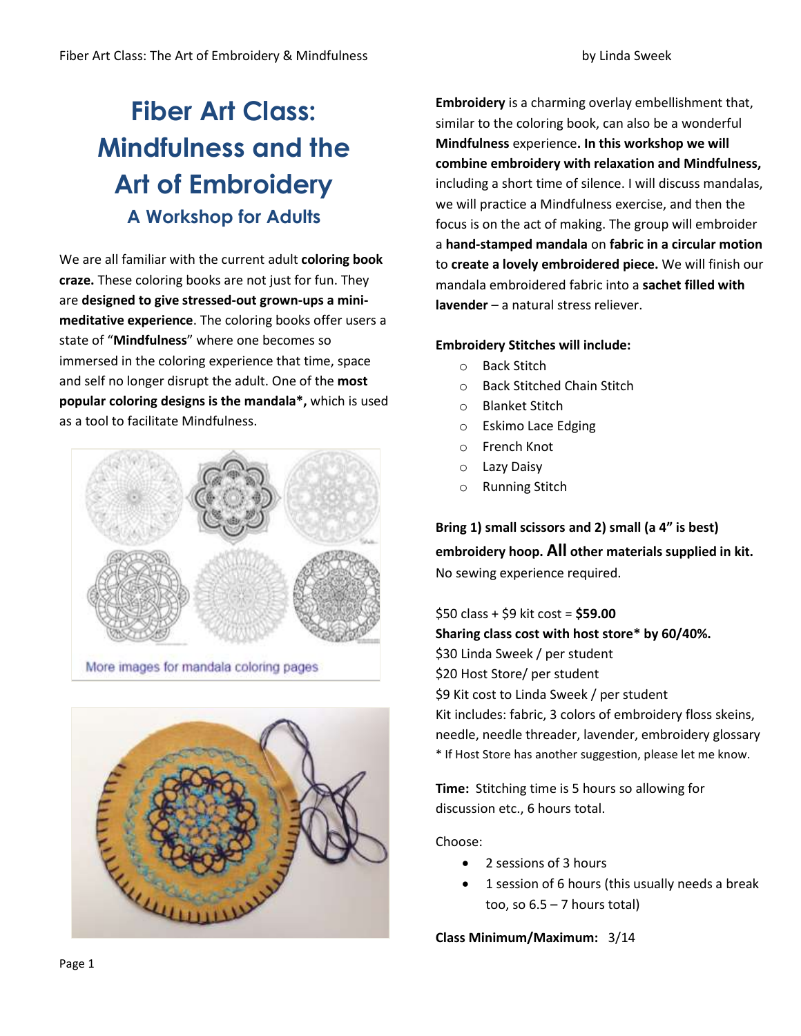# Fiber Art Class: Mindfulness and the Art of Embroidery

## A Workshop for Adults

We are all familiar with the current adult **coloring book craze.** These coloring books are not just for fun. They are **designed to give stressed-out grown-ups a mini-meditative experience**. The coloring books offer users a state of "**Mindfulness**" where one becomes so immersed in the coloring experience that time, space and self no longer disrupt the adult. One of the **most popular coloring designs is the mandala*,** which is used as a tool to facilitate Mindfulness.

More images for mandala coloring pages

**Embroidery** is a charming overlay embellishment that, similar to the coloring book, can also be a wonderful **Mindfulness** experience**. In this workshop we will combine embroidery with relaxation and Mindfulness,** including a short time of silence. I will discuss mandalas, we will practice a Mindfulness exercise, and then the focus is on the act of making. The group will embroider a **hand-stamped mandala** on **fabric in a circular motion** to **create a lovely embroidered piece.** We will finish our mandala embroidered fabric into a **sachet filled with lavender** – a natural stress reliever.

**Embroidery Stitches will include:**

- Back Stitch
- Back Stitched Chain Stitch
- Blanket Stitch
- Eskimo Lace Edging
- French Knot
- Lazy Daisy
- Running Stitch

**Bring 1) small scissors and 2) small (a 4" is best) embroidery hoop. All other materials supplied in kit.** No sewing experience required.

$50 class + $9 kit cost = **$59.00**
**Sharing class cost with host store* by 60/40%.**
$30 Linda Sweek / per student
$20 Host Store/ per student
$9 Kit cost to Linda Sweek / per student
Kit includes: fabric, 3 colors of embroidery floss skeins, needle, needle threader, lavender, embroidery glossary
* If Host Store has another suggestion, please let me know.

**Time:** Stitching time is 5 hours so allowing for discussion etc., 6 hours total.

Choose:

- 2 sessions of 3 hours
- 1 session of 6 hours (this usually needs a break too, so 6.5 – 7 hours total)

**Class Minimum/Maximum:** 3/14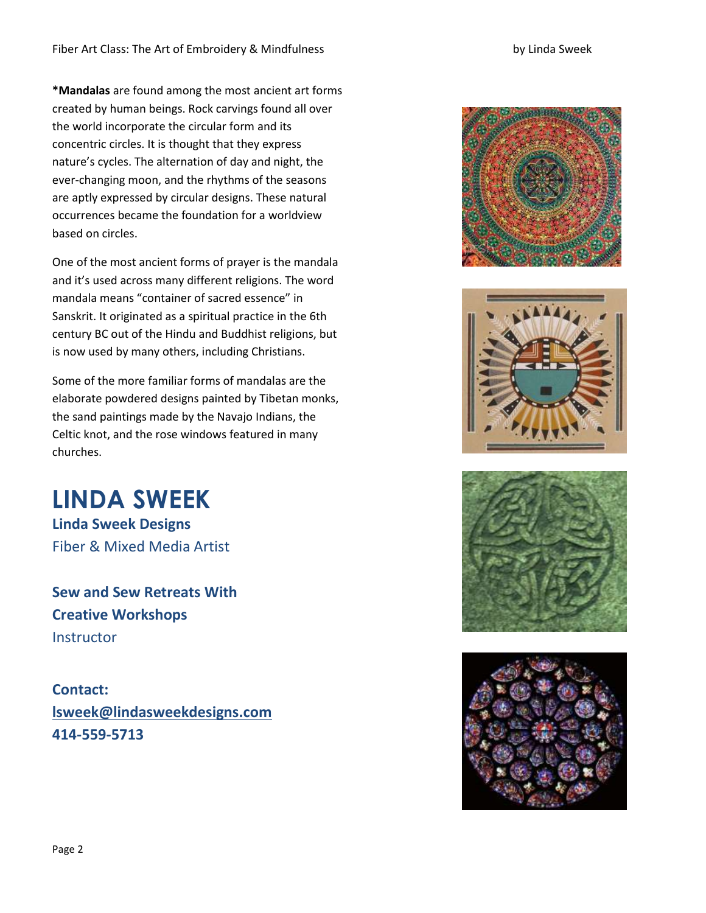***Mandalas** are found among the most ancient art forms created by human beings. Rock carvings found all over the world incorporate the circular form and its concentric circles. It is thought that they express nature's cycles. The alternation of day and night, the ever-changing moon, and the rhythms of the seasons are aptly expressed by circular designs. These natural occurrences became the foundation for a worldview based on circles.

One of the most ancient forms of prayer is the mandala and it's used across many different religions. The word mandala means "container of sacred essence" in Sanskrit. It originated as a spiritual practice in the 6th century BC out of the Hindu and Buddhist religions, but is now used by many others, including Christians.

Some of the more familiar forms of mandalas are the elaborate powdered designs painted by Tibetan monks, the sand paintings made by the Navajo Indians, the Celtic knot, and the rose windows featured in many churches.

# LINDA SWEEK

**Linda Sweek Designs**

Fiber & Mixed Media Artist

**Sew and Sew Retreats With Creative Workshops**

Instructor

**Contact:**

**lsweek@lindasweekdesigns.com**

**414-559-5713**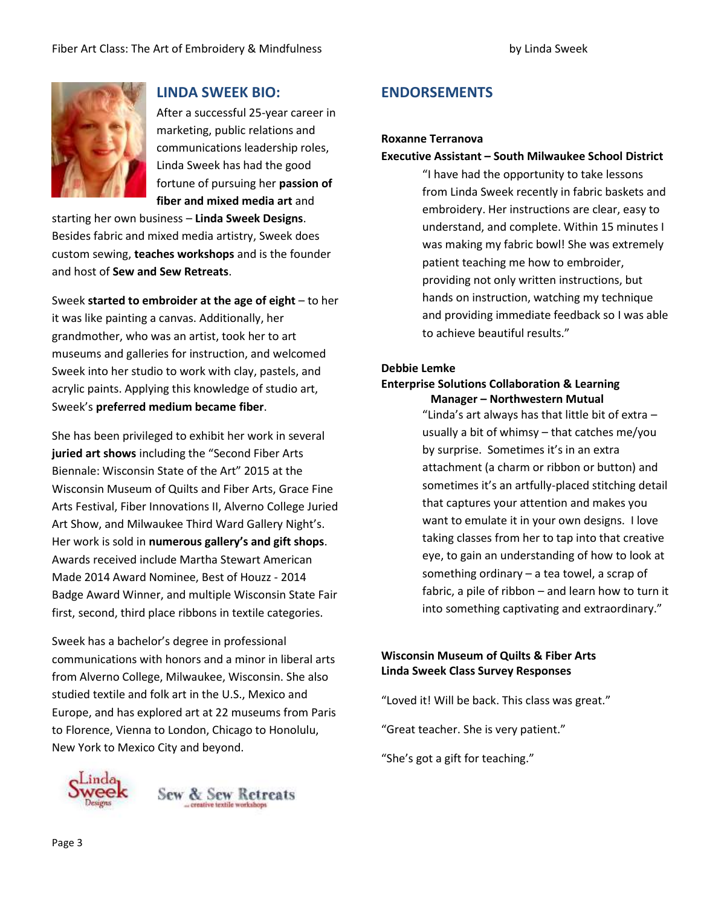## LINDA SWEEK BIO:

After a successful 25-year career in marketing, public relations and communications leadership roles, Linda Sweek has had the good fortune of pursuing her **passion of fiber and mixed media art** and starting her own business – **Linda Sweek Designs**. Besides fabric and mixed media artistry, Sweek does custom sewing, **teaches workshops** and is the founder and host of **Sew and Sew Retreats**.

Sweek **started to embroider at the age of eight** – to her it was like painting a canvas. Additionally, her grandmother, who was an artist, took her to art museums and galleries for instruction, and welcomed Sweek into her studio to work with clay, pastels, and acrylic paints. Applying this knowledge of studio art, Sweek's **preferred medium became fiber**.

She has been privileged to exhibit her work in several **juried art shows** including the "Second Fiber Arts Biennale: Wisconsin State of the Art" 2015 at the Wisconsin Museum of Quilts and Fiber Arts, Grace Fine Arts Festival, Fiber Innovations II, Alverno College Juried Art Show, and Milwaukee Third Ward Gallery Night's. Her work is sold in **numerous gallery's and gift shops**. Awards received include Martha Stewart American Made 2014 Award Nominee, Best of Houzz - 2014 Badge Award Winner, and multiple Wisconsin State Fair first, second, third place ribbons in textile categories.

Sweek has a bachelor's degree in professional communications with honors and a minor in liberal arts from Alverno College, Milwaukee, Wisconsin. She also studied textile and folk art in the U.S., Mexico and Europe, and has explored art at 22 museums from Paris to Florence, Vienna to London, Chicago to Honolulu, New York to Mexico City and beyond.

Linda Sweek Designs

Sew & Sew Retreats
... creative textile workshops

## ENDORSEMENTS

**Roxanne Terranova**
**Executive Assistant – South Milwaukee School District**

"I have had the opportunity to take lessons from Linda Sweek recently in fabric baskets and embroidery. Her instructions are clear, easy to understand, and complete. Within 15 minutes I was making my fabric bowl! She was extremely patient teaching me how to embroider, providing not only written instructions, but hands on instruction, watching my technique and providing immediate feedback so I was able to achieve beautiful results."

**Debbie Lemke**
**Enterprise Solutions Collaboration & Learning Manager – Northwestern Mutual**

"Linda's art always has that little bit of extra – usually a bit of whimsy – that catches me/you by surprise. Sometimes it's in an extra attachment (a charm or ribbon or button) and sometimes it's an artfully-placed stitching detail that captures your attention and makes you want to emulate it in your own designs. I love taking classes from her to tap into that creative eye, to gain an understanding of how to look at something ordinary – a tea towel, a scrap of fabric, a pile of ribbon – and learn how to turn it into something captivating and extraordinary."

**Wisconsin Museum of Quilts & Fiber Arts**
**Linda Sweek Class Survey Responses**

"Loved it! Will be back. This class was great."

"Great teacher. She is very patient."

"She's got a gift for teaching."